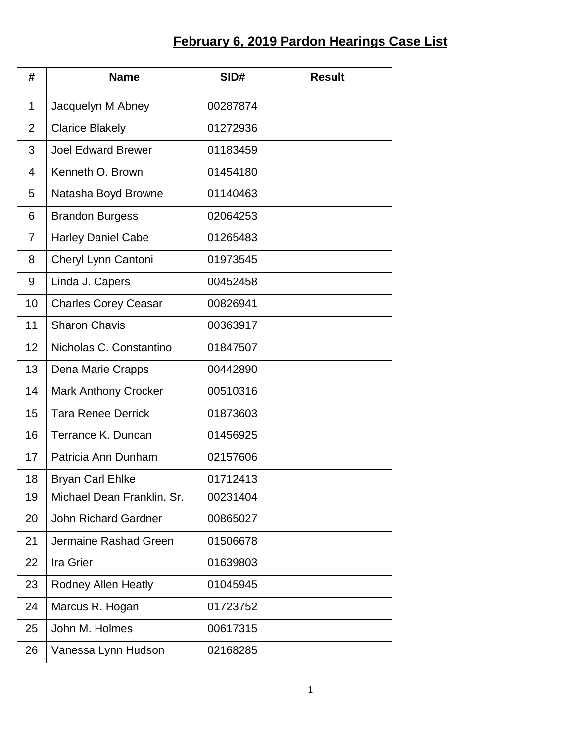# February 6, 2019 Pardon Hearings Case List

| # | Name | SID# | Result |
|---|---|---|---|
| 1 | Jacquelyn M Abney | 00287874 | |
| 2 | Clarice Blakely | 01272936 | |
| 3 | Joel Edward Brewer | 01183459 | |
| 4 | Kenneth O. Brown | 01454180 | |
| 5 | Natasha Boyd Browne | 01140463 | |
| 6 | Brandon Burgess | 02064253 | |
| 7 | Harley Daniel Cabe | 01265483 | |
| 8 | Cheryl Lynn Cantoni | 01973545 | |
| 9 | Linda J. Capers | 00452458 | |
| 10 | Charles Corey Ceasar | 00826941 | |
| 11 | Sharon Chavis | 00363917 | |
| 12 | Nicholas C. Constantino | 01847507 | |
| 13 | Dena Marie Crapps | 00442890 | |
| 14 | Mark Anthony Crocker | 00510316 | |
| 15 | Tara Renee Derrick | 01873603 | |
| 16 | Terrance K. Duncan | 01456925 | |
| 17 | Patricia Ann Dunham | 02157606 | |
| 18 | Bryan Carl Ehlke | 01712413 | |
| 19 | Michael Dean Franklin, Sr. | 00231404 | |
| 20 | John Richard Gardner | 00865027 | |
| 21 | Jermaine Rashad Green | 01506678 | |
| 22 | Ira Grier | 01639803 | |
| 23 | Rodney Allen Heatly | 01045945 | |
| 24 | Marcus R. Hogan | 01723752 | |
| 25 | John M. Holmes | 00617315 | |
| 26 | Vanessa Lynn Hudson | 02168285 | |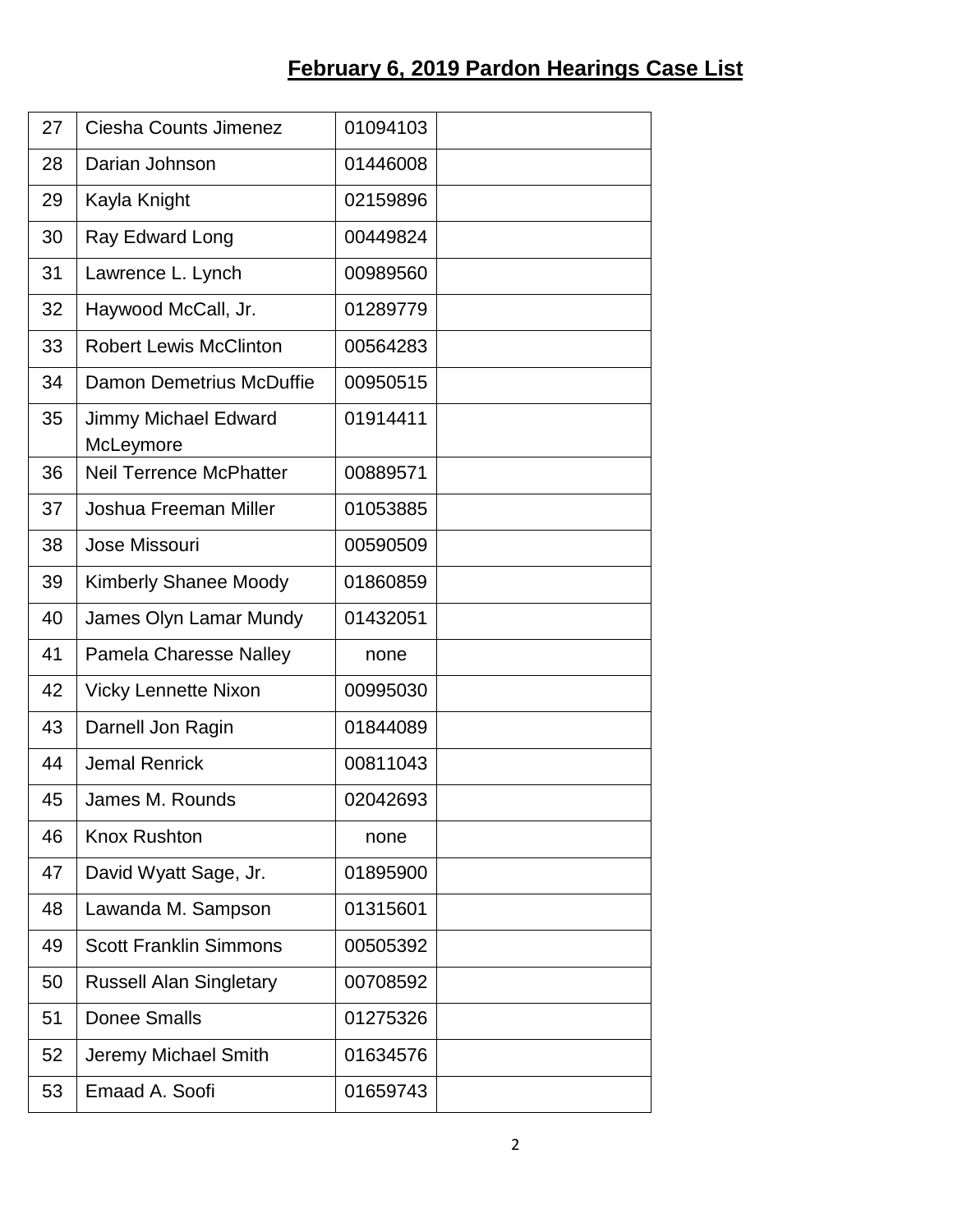## February 6, 2019 Pardon Hearings Case List

| | | | |
|---|---|---|---|
| 27 | Ciesha Counts Jimenez | 01094103 | |
| 28 | Darian Johnson | 01446008 | |
| 29 | Kayla Knight | 02159896 | |
| 30 | Ray Edward Long | 00449824 | |
| 31 | Lawrence L. Lynch | 00989560 | |
| 32 | Haywood McCall, Jr. | 01289779 | |
| 33 | Robert Lewis McClinton | 00564283 | |
| 34 | Damon Demetrius McDuffie | 00950515 | |
| 35 | Jimmy Michael Edward McLeymore | 01914411 | |
| 36 | Neil Terrence McPhatter | 00889571 | |
| 37 | Joshua Freeman Miller | 01053885 | |
| 38 | Jose Missouri | 00590509 | |
| 39 | Kimberly Shanee Moody | 01860859 | |
| 40 | James Olyn Lamar Mundy | 01432051 | |
| 41 | Pamela Charesse Nalley | none | |
| 42 | Vicky Lennette Nixon | 00995030 | |
| 43 | Darnell Jon Ragin | 01844089 | |
| 44 | Jemal Renrick | 00811043 | |
| 45 | James M. Rounds | 02042693 | |
| 46 | Knox Rushton | none | |
| 47 | David Wyatt Sage, Jr. | 01895900 | |
| 48 | Lawanda M. Sampson | 01315601 | |
| 49 | Scott Franklin Simmons | 00505392 | |
| 50 | Russell Alan Singletary | 00708592 | |
| 51 | Donee Smalls | 01275326 | |
| 52 | Jeremy Michael Smith | 01634576 | |
| 53 | Emaad A. Soofi | 01659743 | |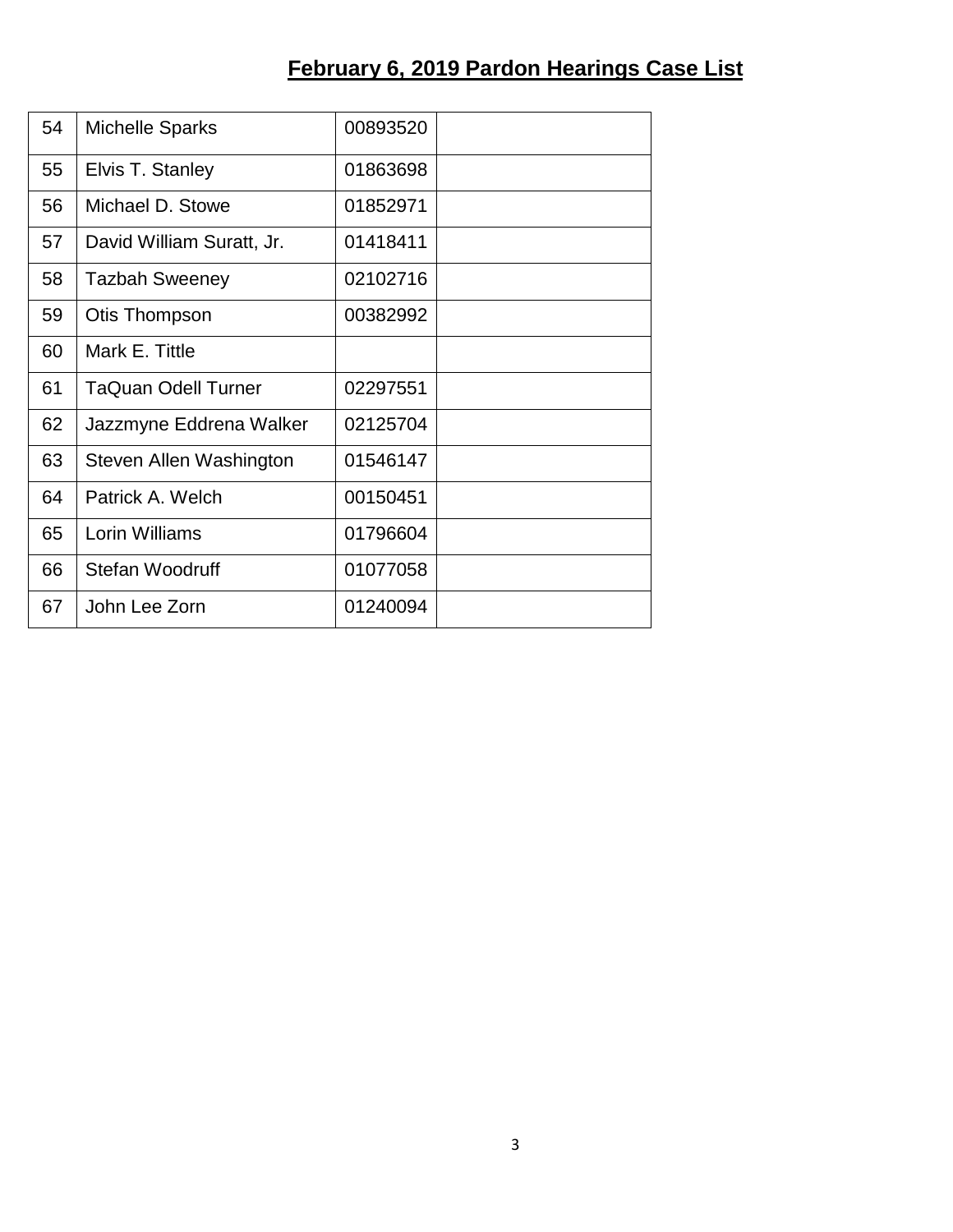## February 6, 2019 Pardon Hearings Case List

| | | | |
|---|---|---|---|
| 54 | Michelle Sparks | 00893520 | |
| 55 | Elvis T. Stanley | 01863698 | |
| 56 | Michael D. Stowe | 01852971 | |
| 57 | David William Suratt, Jr. | 01418411 | |
| 58 | Tazbah Sweeney | 02102716 | |
| 59 | Otis Thompson | 00382992 | |
| 60 | Mark E. Tittle | | |
| 61 | TaQuan Odell Turner | 02297551 | |
| 62 | Jazzmyne Eddrena Walker | 02125704 | |
| 63 | Steven Allen Washington | 01546147 | |
| 64 | Patrick A. Welch | 00150451 | |
| 65 | Lorin Williams | 01796604 | |
| 66 | Stefan Woodruff | 01077058 | |
| 67 | John Lee Zorn | 01240094 | |